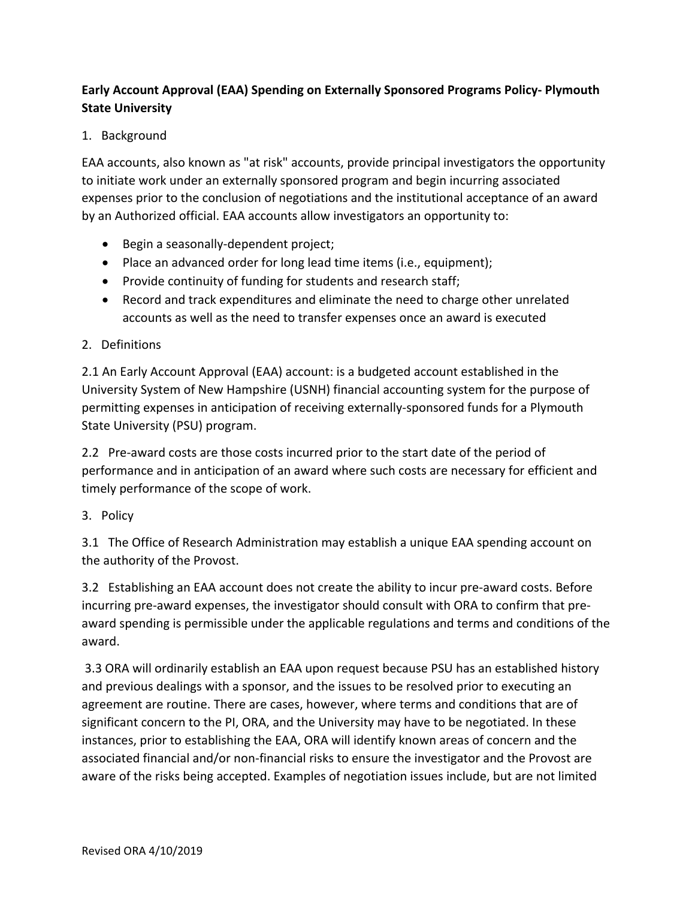**Early Account Approval (EAA) Spending on Externally Sponsored Programs Policy- Plymouth State University**

1. Background

EAA accounts, also known as "at risk" accounts, provide principal investigators the opportunity to initiate work under an externally sponsored program and begin incurring associated expenses prior to the conclusion of negotiations and the institutional acceptance of an award by an Authorized official. EAA accounts allow investigators an opportunity to:

- Begin a seasonally-dependent project;
- Place an advanced order for long lead time items (i.e., equipment);
- Provide continuity of funding for students and research staff;
- Record and track expenditures and eliminate the need to charge other unrelated accounts as well as the need to transfer expenses once an award is executed

2. Definitions

2.1 An Early Account Approval (EAA) account: is a budgeted account established in the University System of New Hampshire (USNH) financial accounting system for the purpose of permitting expenses in anticipation of receiving externally-sponsored funds for a Plymouth State University (PSU) program.

2.2 Pre-award costs are those costs incurred prior to the start date of the period of performance and in anticipation of an award where such costs are necessary for efficient and timely performance of the scope of work.

3. Policy

3.1 The Office of Research Administration may establish a unique EAA spending account on the authority of the Provost.

3.2 Establishing an EAA account does not create the ability to incur pre-award costs. Before incurring pre-award expenses, the investigator should consult with ORA to confirm that pre-award spending is permissible under the applicable regulations and terms and conditions of the award.

3.3 ORA will ordinarily establish an EAA upon request because PSU has an established history and previous dealings with a sponsor, and the issues to be resolved prior to executing an agreement are routine. There are cases, however, where terms and conditions that are of significant concern to the PI, ORA, and the University may have to be negotiated. In these instances, prior to establishing the EAA, ORA will identify known areas of concern and the associated financial and/or non-financial risks to ensure the investigator and the Provost are aware of the risks being accepted. Examples of negotiation issues include, but are not limited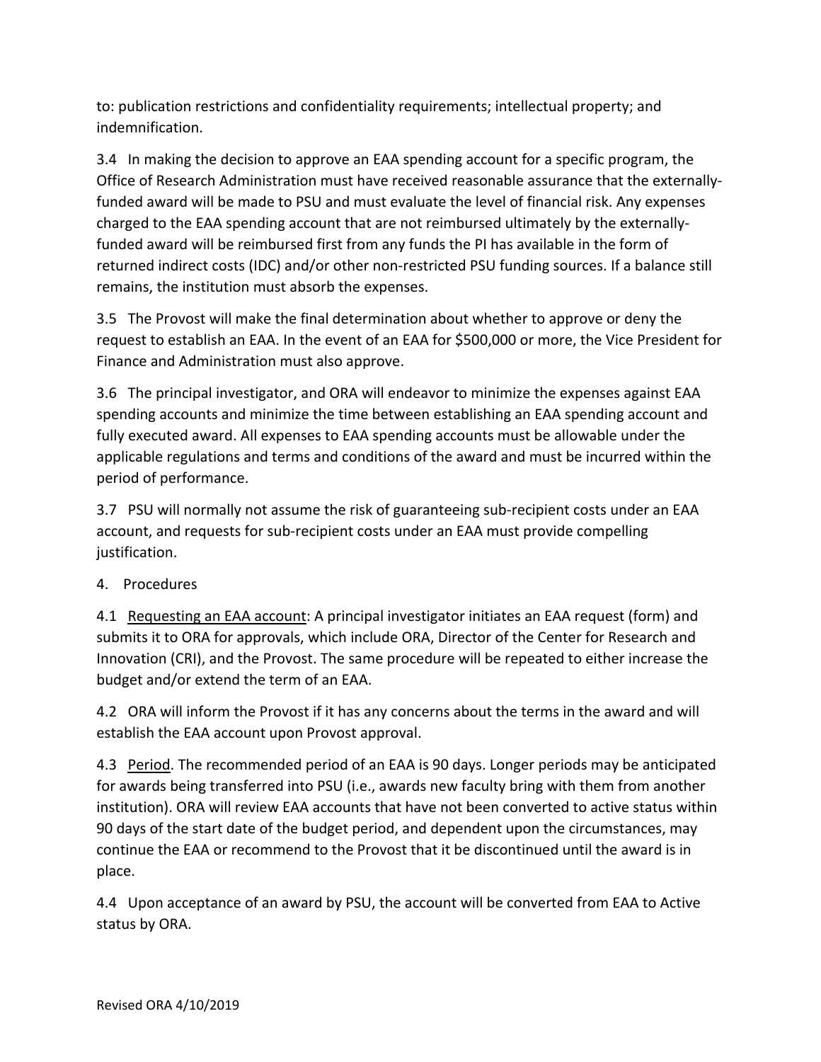to: publication restrictions and confidentiality requirements; intellectual property; and indemnification.

3.4 In making the decision to approve an EAA spending account for a specific program, the Office of Research Administration must have received reasonable assurance that the externally-funded award will be made to PSU and must evaluate the level of financial risk. Any expenses charged to the EAA spending account that are not reimbursed ultimately by the externally-funded award will be reimbursed first from any funds the PI has available in the form of returned indirect costs (IDC) and/or other non-restricted PSU funding sources. If a balance still remains, the institution must absorb the expenses.

3.5 The Provost will make the final determination about whether to approve or deny the request to establish an EAA. In the event of an EAA for $500,000 or more, the Vice President for Finance and Administration must also approve.

3.6 The principal investigator, and ORA will endeavor to minimize the expenses against EAA spending accounts and minimize the time between establishing an EAA spending account and fully executed award. All expenses to EAA spending accounts must be allowable under the applicable regulations and terms and conditions of the award and must be incurred within the period of performance.

3.7 PSU will normally not assume the risk of guaranteeing sub-recipient costs under an EAA account, and requests for sub-recipient costs under an EAA must provide compelling justification.

4. Procedures

4.1 <u>Requesting an EAA account</u>: A principal investigator initiates an EAA request (form) and submits it to ORA for approvals, which include ORA, Director of the Center for Research and Innovation (CRI), and the Provost. The same procedure will be repeated to either increase the budget and/or extend the term of an EAA.

4.2 ORA will inform the Provost if it has any concerns about the terms in the award and will establish the EAA account upon Provost approval.

4.3 <u>Period</u>. The recommended period of an EAA is 90 days. Longer periods may be anticipated for awards being transferred into PSU (i.e., awards new faculty bring with them from another institution). ORA will review EAA accounts that have not been converted to active status within 90 days of the start date of the budget period, and dependent upon the circumstances, may continue the EAA or recommend to the Provost that it be discontinued until the award is in place.

4.4 Upon acceptance of an award by PSU, the account will be converted from EAA to Active status by ORA.

Revised ORA 4/10/2019